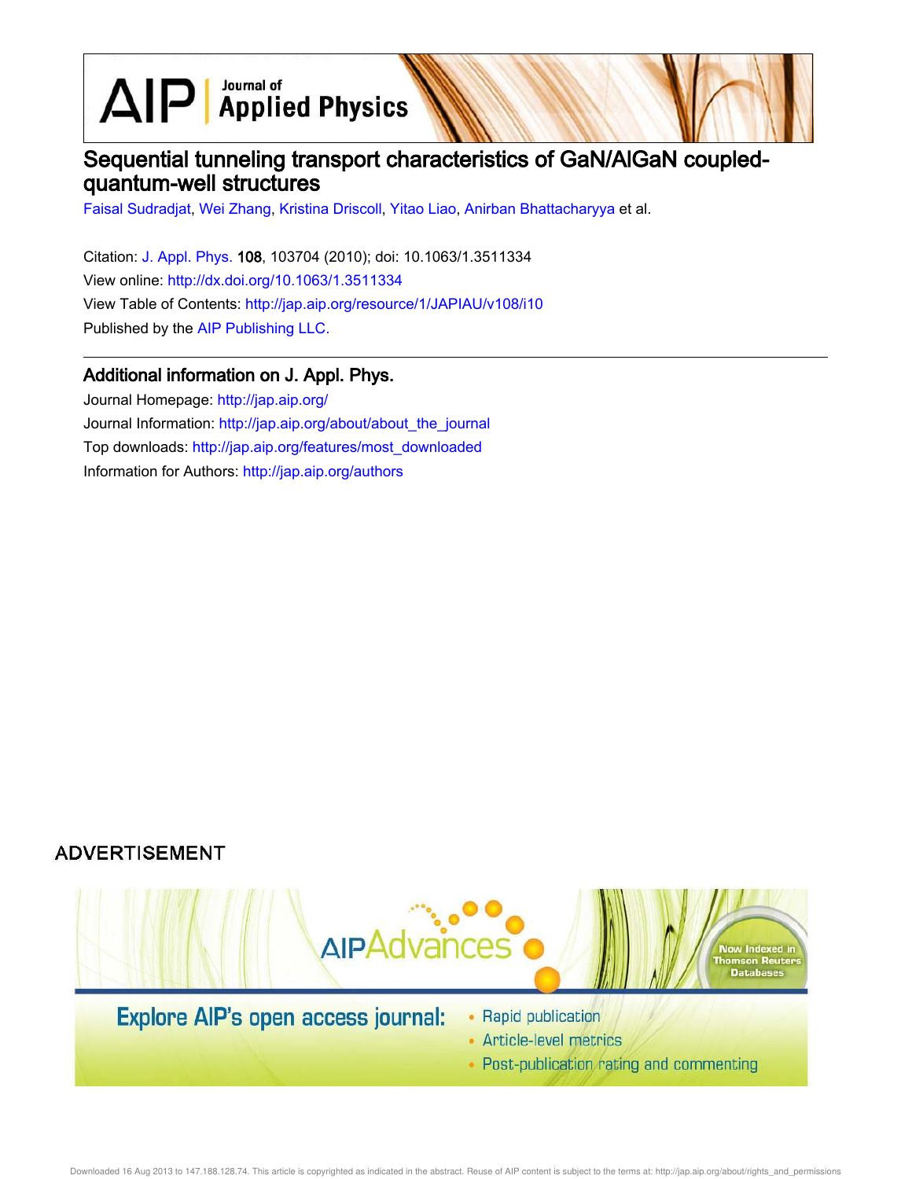# Sequential tunneling transport characteristics of GaN/AlGaN coupled-quantum-well structures

Faisal Sudradjat, Wei Zhang, Kristina Driscoll, Yitao Liao, Anirban Bhattacharyya et al.

Citation: J. Appl. Phys. **108**, 103704 (2010); doi: 10.1063/1.3511334

View online: http://dx.doi.org/10.1063/1.3511334

View Table of Contents: http://jap.aip.org/resource/1/JAPIAU/v108/i10

Published by the AIP Publishing LLC.

## Additional information on J. Appl. Phys.

Journal Homepage: http://jap.aip.org/

Journal Information: http://jap.aip.org/about/about_the_journal

Top downloads: http://jap.aip.org/features/most_downloaded

Information for Authors: http://jap.aip.org/authors

ADVERTISEMENT

AIPAdvances

Now Indexed in Thomson Reuters Databases

Explore AIP's open access journal:

- Rapid publication
- Article-level metrics
- Post-publication rating and commenting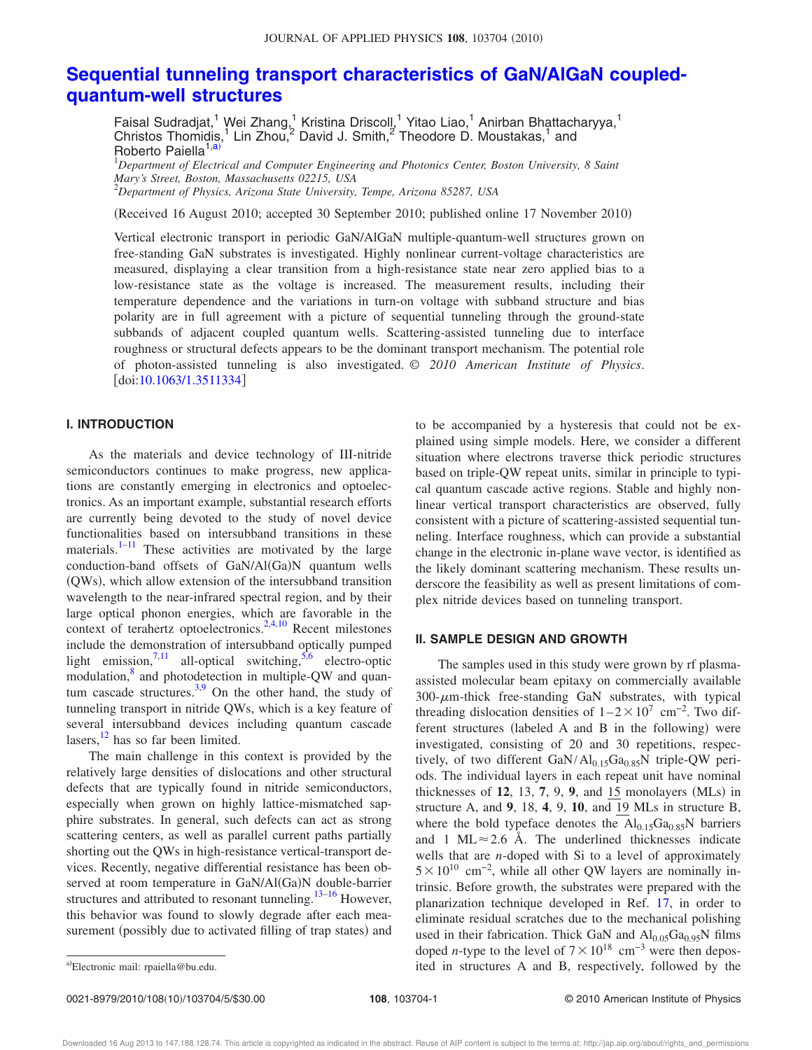# Sequential tunneling transport characteristics of GaN/AlGaN coupled-quantum-well structures

Faisal Sudradjat,[1] Wei Zhang,[1] Kristina Driscoll,[1] Yitao Liao,[1] Anirban Bhattacharyya,[1] Christos Thomidis,[1] Lin Zhou,[2] David J. Smith,[2] Theodore D. Moustakas,[1] and Roberto Paiella[1,a)]

[1]*Department of Electrical and Computer Engineering and Photonics Center, Boston University, 8 Saint Mary's Street, Boston, Massachusetts 02215, USA*
[2]*Department of Physics, Arizona State University, Tempe, Arizona 85287, USA*

(Received 16 August 2010; accepted 30 September 2010; published online 17 November 2010)

Vertical electronic transport in periodic GaN/AlGaN multiple-quantum-well structures grown on free-standing GaN substrates is investigated. Highly nonlinear current-voltage characteristics are measured, displaying a clear transition from a high-resistance state near zero applied bias to a low-resistance state as the voltage is increased. The measurement results, including their temperature dependence and the variations in turn-on voltage with subband structure and bias polarity are in full agreement with a picture of sequential tunneling through the ground-state subbands of adjacent coupled quantum wells. Scattering-assisted tunneling due to interface roughness or structural defects appears to be the dominant transport mechanism. The potential role of photon-assisted tunneling is also investigated. © *2010 American Institute of Physics*. [doi:10.1063/1.3511334]

## I. INTRODUCTION

As the materials and device technology of III-nitride semiconductors continues to make progress, new applications are constantly emerging in electronics and optoelectronics. As an important example, substantial research efforts are currently being devoted to the study of novel device functionalities based on intersubband transitions in these materials.[1–11] These activities are motivated by the large conduction-band offsets of GaN/Al(Ga)N quantum wells (QWs), which allow extension of the intersubband transition wavelength to the near-infrared spectral region, and by their large optical phonon energies, which are favorable in the context of terahertz optoelectronics.[2,4,10] Recent milestones include the demonstration of intersubband optically pumped light emission,[7,11] all-optical switching,[5,6] electro-optic modulation,[8] and photodetection in multiple-QW and quantum cascade structures.[3,9] On the other hand, the study of tunneling transport in nitride QWs, which is a key feature of several intersubband devices including quantum cascade lasers,[12] has so far been limited.

The main challenge in this context is provided by the relatively large densities of dislocations and other structural defects that are typically found in nitride semiconductors, especially when grown on highly lattice-mismatched sapphire substrates. In general, such defects can act as strong scattering centers, as well as parallel current paths partially shorting out the QWs in high-resistance vertical-transport devices. Recently, negative differential resistance has been observed at room temperature in GaN/Al(Ga)N double-barrier structures and attributed to resonant tunneling.[13–16] However, this behavior was found to slowly degrade after each measurement (possibly due to activated filling of trap states) and to be accompanied by a hysteresis that could not be explained using simple models. Here, we consider a different situation where electrons traverse thick periodic structures based on triple-QW repeat units, similar in principle to typical quantum cascade active regions. Stable and highly nonlinear vertical transport characteristics are observed, fully consistent with a picture of scattering-assisted sequential tunneling. Interface roughness, which can provide a substantial change in the electronic in-plane wave vector, is identified as the likely dominant scattering mechanism. These results underscore the feasibility as well as present limitations of complex nitride devices based on tunneling transport.

## II. SAMPLE DESIGN AND GROWTH

The samples used in this study were grown by rf plasma-assisted molecular beam epitaxy on commercially available 300-$\mu$m-thick free-standing GaN substrates, with typical threading dislocation densities of $1-2\times10^{7}$ cm$^{-2}$. Two different structures (labeled A and B in the following) were investigated, consisting of 20 and 30 repetitions, respectively, of two different GaN/$Al_{0.15}Ga_{0.85}N$ triple-QW periods. The individual layers in each repeat unit have nominal thicknesses of **12**, 13, **7**, 9, **9**, and <u>15</u> monolayers (MLs) in structure A, and **9**, 18, **4**, 9, **10**, and <u>19</u> MLs in structure B, where the bold typeface denotes the $Al_{0.15}Ga_{0.85}N$ barriers and 1 ML≈2.6 Å. The underlined thicknesses indicate wells that are *n*-doped with Si to a level of approximately $5\times10^{10}$ cm$^{-2}$, while all other QW layers are nominally intrinsic. Before growth, the substrates were prepared with the planarization technique developed in Ref. 17, in order to eliminate residual scratches due to the mechanical polishing used in their fabrication. Thick GaN and $Al_{0.05}Ga_{0.95}N$ films doped *n*-type to the level of $7\times10^{18}$ cm$^{-3}$ were then deposited in structures A and B, respectively, followed by the

a)Electronic mail: rpaiella@bu.edu.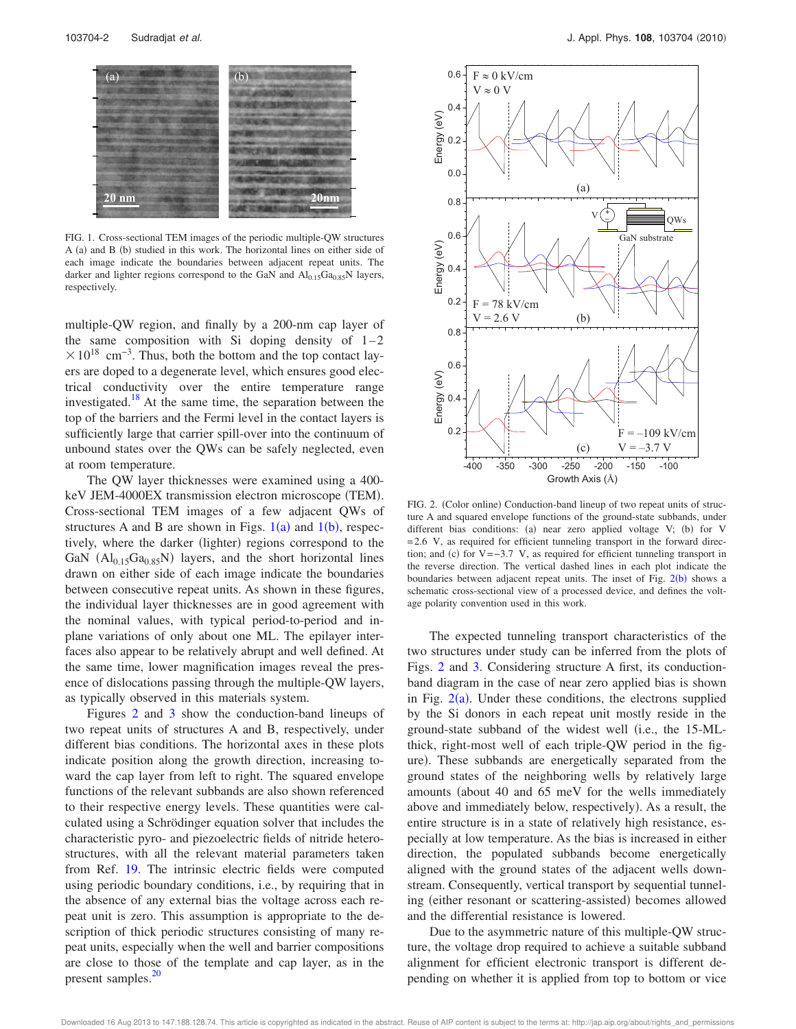FIG. 1. Cross-sectional TEM images of the periodic multiple-QW structures A (a) and B (b) studied in this work. The horizontal lines on either side of each image indicate the boundaries between adjacent repeat units. The darker and lighter regions correspond to the GaN and $Al_{0.15}Ga_{0.85}N$ layers, respectively.

multiple-QW region, and finally by a 200-nm cap layer of the same composition with Si doping density of $1-2 \times 10^{18}$ cm$^{-3}$. Thus, both the bottom and the top contact layers are doped to a degenerate level, which ensures good electrical conductivity over the entire temperature range investigated.[18] At the same time, the separation between the top of the barriers and the Fermi level in the contact layers is sufficiently large that carrier spill-over into the continuum of unbound states over the QWs can be safely neglected, even at room temperature.

The QW layer thicknesses were examined using a 400-keV JEM-4000EX transmission electron microscope (TEM). Cross-sectional TEM images of a few adjacent QWs of structures A and B are shown in Figs. 1(a) and 1(b), respectively, where the darker (lighter) regions correspond to the GaN ($Al_{0.15}Ga_{0.85}N$) layers, and the short horizontal lines drawn on either side of each image indicate the boundaries between consecutive repeat units. As shown in these figures, the individual layer thicknesses are in good agreement with the nominal values, with typical period-to-period and in-plane variations of only about one ML. The epilayer interfaces also appear to be relatively abrupt and well defined. At the same time, lower magnification images reveal the presence of dislocations passing through the multiple-QW layers, as typically observed in this materials system.

Figures 2 and 3 show the conduction-band lineups of two repeat units of structures A and B, respectively, under different bias conditions. The horizontal axes in these plots indicate position along the growth direction, increasing toward the cap layer from left to right. The squared envelope functions of the relevant subbands are also shown referenced to their respective energy levels. These quantities were calculated using a Schrödinger equation solver that includes the characteristic pyro- and piezoelectric fields of nitride heterostructures, with all the relevant material parameters taken from Ref. 19. The intrinsic electric fields were computed using periodic boundary conditions, i.e., by requiring that in the absence of any external bias the voltage across each repeat unit is zero. This assumption is appropriate to the description of thick periodic structures consisting of many repeat units, especially when the well and barrier compositions are close to those of the template and cap layer, as in the present samples.[20]

FIG. 2. (Color online) Conduction-band lineup of two repeat units of structure A and squared envelope functions of the ground-state subbands, under different bias conditions: (a) near zero applied voltage V; (b) for V = 2.6 V, as required for efficient tunneling transport in the forward direction; and (c) for V = −3.7 V, as required for efficient tunneling transport in the reverse direction. The vertical dashed lines in each plot indicate the boundaries between adjacent repeat units. The inset of Fig. 2(b) shows a schematic cross-sectional view of a processed device, and defines the voltage polarity convention used in this work.

The expected tunneling transport characteristics of the two structures under study can be inferred from the plots of Figs. 2 and 3. Considering structure A first, its conduction-band diagram in the case of near zero applied bias is shown in Fig. 2(a). Under these conditions, the electrons supplied by the Si donors in each repeat unit mostly reside in the ground-state subband of the widest well (i.e., the 15-ML-thick, right-most well of each triple-QW period in the figure). These subbands are energetically separated from the ground states of the neighboring wells by relatively large amounts (about 40 and 65 meV for the wells immediately above and immediately below, respectively). As a result, the entire structure is in a state of relatively high resistance, especially at low temperature. As the bias is increased in either direction, the populated subbands become energetically aligned with the ground states of the adjacent wells downstream. Consequently, vertical transport by sequential tunneling (either resonant or scattering-assisted) becomes allowed and the differential resistance is lowered.

Due to the asymmetric nature of this multiple-QW structure, the voltage drop required to achieve a suitable subband alignment for efficient electronic transport is different depending on whether it is applied from top to bottom or vice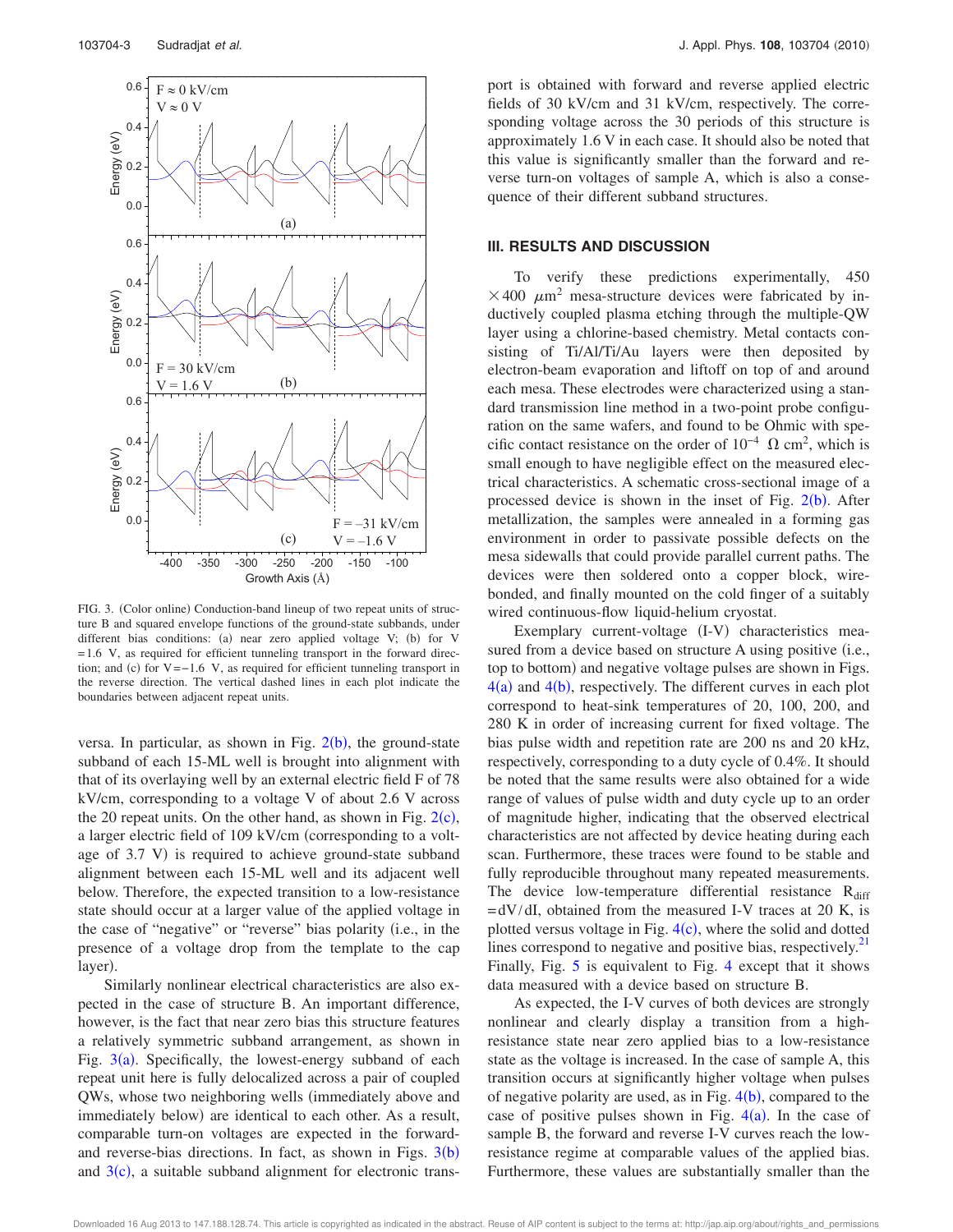FIG. 3. (Color online) Conduction-band lineup of two repeat units of structure B and squared envelope functions of the ground-state subbands, under different bias conditions: (a) near zero applied voltage V; (b) for V =1.6 V, as required for efficient tunneling transport in the forward direction; and (c) for V=−1.6 V, as required for efficient tunneling transport in the reverse direction. The vertical dashed lines in each plot indicate the boundaries between adjacent repeat units.

versa. In particular, as shown in Fig. 2(b), the ground-state subband of each 15-ML well is brought into alignment with that of its overlaying well by an external electric field F of 78 kV/cm, corresponding to a voltage V of about 2.6 V across the 20 repeat units. On the other hand, as shown in Fig. 2(c), a larger electric field of 109 kV/cm (corresponding to a voltage of 3.7 V) is required to achieve ground-state subband alignment between each 15-ML well and its adjacent well below. Therefore, the expected transition to a low-resistance state should occur at a larger value of the applied voltage in the case of "negative" or "reverse" bias polarity (i.e., in the presence of a voltage drop from the template to the cap layer).

Similarly nonlinear electrical characteristics are also expected in the case of structure B. An important difference, however, is the fact that near zero bias this structure features a relatively symmetric subband arrangement, as shown in Fig. 3(a). Specifically, the lowest-energy subband of each repeat unit here is fully delocalized across a pair of coupled QWs, whose two neighboring wells (immediately above and immediately below) are identical to each other. As a result, comparable turn-on voltages are expected in the forward- and reverse-bias directions. In fact, as shown in Figs. 3(b) and 3(c), a suitable subband alignment for electronic transport is obtained with forward and reverse applied electric fields of 30 kV/cm and 31 kV/cm, respectively. The corresponding voltage across the 30 periods of this structure is approximately 1.6 V in each case. It should also be noted that this value is significantly smaller than the forward and reverse turn-on voltages of sample A, which is also a consequence of their different subband structures.

## III. RESULTS AND DISCUSSION

To verify these predictions experimentally, 450 $\times 400\ \mu m^2$ mesa-structure devices were fabricated by inductively coupled plasma etching through the multiple-QW layer using a chlorine-based chemistry. Metal contacts consisting of Ti/Al/Ti/Au layers were then deposited by electron-beam evaporation and liftoff on top of and around each mesa. These electrodes were characterized using a standard transmission line method in a two-point probe configuration on the same wafers, and found to be Ohmic with specific contact resistance on the order of $10^{-4}\ \Omega\ cm^2$, which is small enough to have negligible effect on the measured electrical characteristics. A schematic cross-sectional image of a processed device is shown in the inset of Fig. 2(b). After metallization, the samples were annealed in a forming gas environment in order to passivate possible defects on the mesa sidewalls that could provide parallel current paths. The devices were then soldered onto a copper block, wire-bonded, and finally mounted on the cold finger of a suitably wired continuous-flow liquid-helium cryostat.

Exemplary current-voltage (I-V) characteristics measured from a device based on structure A using positive (i.e., top to bottom) and negative voltage pulses are shown in Figs. 4(a) and 4(b), respectively. The different curves in each plot correspond to heat-sink temperatures of 20, 100, 200, and 280 K in order of increasing current for fixed voltage. The bias pulse width and repetition rate are 200 ns and 20 kHz, respectively, corresponding to a duty cycle of 0.4%. It should be noted that the same results were also obtained for a wide range of values of pulse width and duty cycle up to an order of magnitude higher, indicating that the observed electrical characteristics are not affected by device heating during each scan. Furthermore, these traces were found to be stable and fully reproducible throughout many repeated measurements. The device low-temperature differential resistance $R_{diff} = dV/dI$, obtained from the measured I-V traces at 20 K, is plotted versus voltage in Fig. 4(c), where the solid and dotted lines correspond to negative and positive bias, respectively.[21] Finally, Fig. 5 is equivalent to Fig. 4 except that it shows data measured with a device based on structure B.

As expected, the I-V curves of both devices are strongly nonlinear and clearly display a transition from a high-resistance state near zero applied bias to a low-resistance state as the voltage is increased. In the case of sample A, this transition occurs at significantly higher voltage when pulses of negative polarity are used, as in Fig. 4(b), compared to the case of positive pulses shown in Fig. 4(a). In the case of sample B, the forward and reverse I-V curves reach the low-resistance regime at comparable values of the applied bias. Furthermore, these values are substantially smaller than the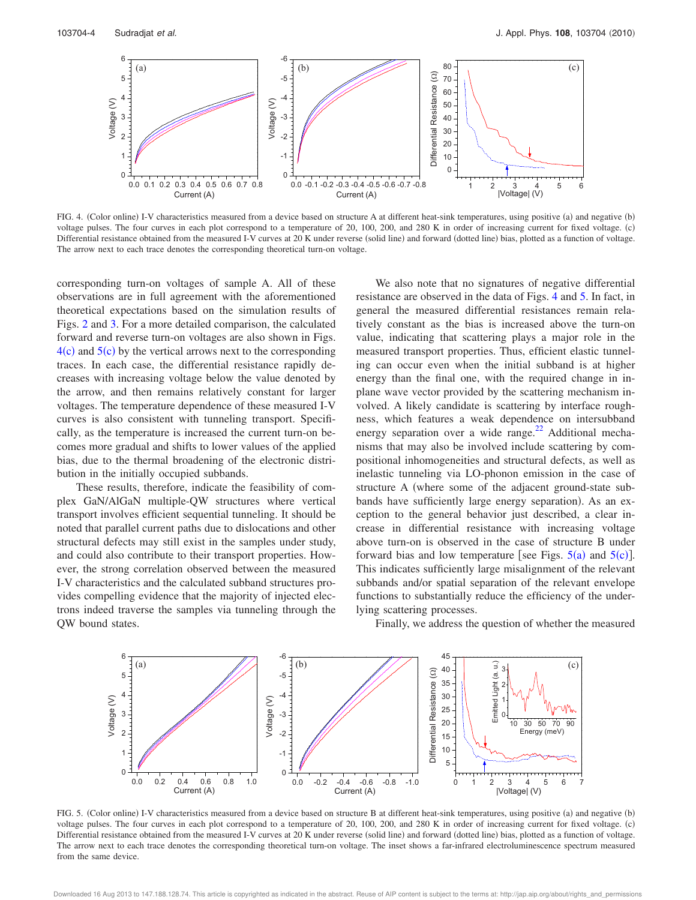(a)

Voltage (V)

0 1 2 3 4 5 6

0.0 0.1 0.2 0.3 0.4 0.5 0.6 0.7 0.8

Current (A)

(b)

Voltage (V)

0 -1 -2 -3 -4 -5 -6

0.0 -0.1 -0.2 -0.3 -0.4 -0.5 -0.6 -0.7 -0.8

Current (A)

(c)

Differential Resistance (Ω)

0 10 20 30 40 50 60 70 80

1 2 3 4 5 6

|Voltage| (V)

FIG. 4. (Color online) I-V characteristics measured from a device based on structure A at different heat-sink temperatures, using positive (a) and negative (b) voltage pulses. The four curves in each plot correspond to a temperature of 20, 100, 200, and 280 K in order of increasing current for fixed voltage. (c) Differential resistance obtained from the measured I-V curves at 20 K under reverse (solid line) and forward (dotted line) bias, plotted as a function of voltage. The arrow next to each trace denotes the corresponding theoretical turn-on voltage.

corresponding turn-on voltages of sample A. All of these observations are in full agreement with the aforementioned theoretical expectations based on the simulation results of Figs. 2 and 3. For a more detailed comparison, the calculated forward and reverse turn-on voltages are also shown in Figs. 4(c) and 5(c) by the vertical arrows next to the corresponding traces. In each case, the differential resistance rapidly decreases with increasing voltage below the value denoted by the arrow, and then remains relatively constant for larger voltages. The temperature dependence of these measured I-V curves is also consistent with tunneling transport. Specifically, as the temperature is increased the current turn-on becomes more gradual and shifts to lower values of the applied bias, due to the thermal broadening of the electronic distribution in the initially occupied subbands.

These results, therefore, indicate the feasibility of complex GaN/AlGaN multiple-QW structures where vertical transport involves efficient sequential tunneling. It should be noted that parallel current paths due to dislocations and other structural defects may still exist in the samples under study, and could also contribute to their transport properties. However, the strong correlation observed between the measured I-V characteristics and the calculated subband structures provides compelling evidence that the majority of injected electrons indeed traverse the samples via tunneling through the QW bound states.

We also note that no signatures of negative differential resistance are observed in the data of Figs. 4 and 5. In fact, in general the measured differential resistances remain relatively constant as the bias is increased above the turn-on value, indicating that scattering plays a major role in the measured transport properties. Thus, efficient elastic tunneling can occur even when the initial subband is at higher energy than the final one, with the required change in in-plane wave vector provided by the scattering mechanism involved. A likely candidate is scattering by interface roughness, which features a weak dependence on intersubband energy separation over a wide range.[22] Additional mechanisms that may also be involved include scattering by compositional inhomogeneities and structural defects, as well as inelastic tunneling via LO-phonon emission in the case of structure A (where some of the adjacent ground-state subbands have sufficiently large energy separation). As an exception to the general behavior just described, a clear increase in differential resistance with increasing voltage above turn-on is observed in the case of structure B under forward bias and low temperature [see Figs. 5(a) and 5(c)]. This indicates sufficiently large misalignment of the relevant subbands and/or spatial separation of the relevant envelope functions to substantially reduce the efficiency of the underlying scattering processes.

Finally, we address the question of whether the measured

(a)

Voltage (V)

0 1 2 3 4 5 6

0.0 0.2 0.4 0.6 0.8 1.0

Current (A)

(b)

Voltage (V)

0 -1 -2 -3 -4 -5 -6

0.0 -0.2 -0.4 -0.6 -0.8 -1.0

Current (A)

(c)

Differential Resistance (Ω)

5 10 15 20 25 30 35 40 45

0 1 2 3 4 5 6 7

|Voltage| (V)

Emitted Light (a. u.)

0 1 2 3

10 30 50 70 90

Energy (meV)

FIG. 5. (Color online) I-V characteristics measured from a device based on structure B at different heat-sink temperatures, using positive (a) and negative (b) voltage pulses. The four curves in each plot correspond to a temperature of 20, 100, 200, and 280 K in order of increasing current for fixed voltage. (c) Differential resistance obtained from the measured I-V curves at 20 K under reverse (solid line) and forward (dotted line) bias, plotted as a function of voltage. The arrow next to each trace denotes the corresponding theoretical turn-on voltage. The inset shows a far-infrared electroluminescence spectrum measured from the same device.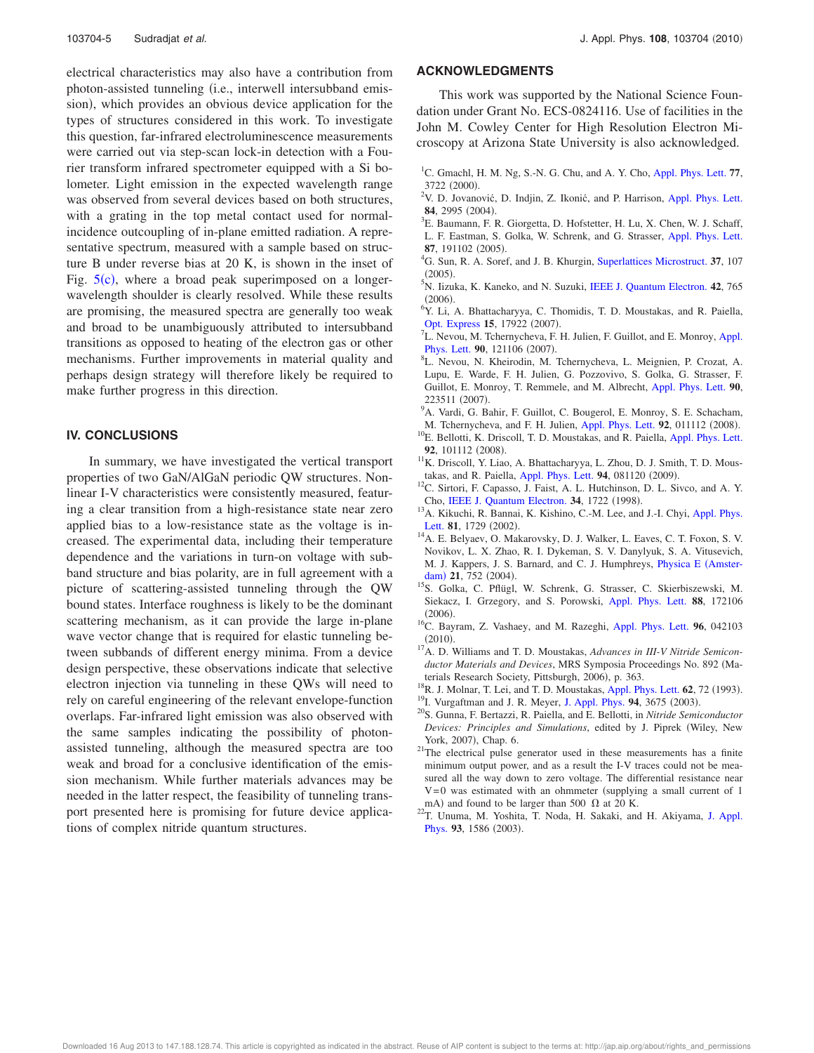electrical characteristics may also have a contribution from photon-assisted tunneling (i.e., interwell intersubband emission), which provides an obvious device application for the types of structures considered in this work. To investigate this question, far-infrared electroluminescence measurements were carried out via step-scan lock-in detection with a Fourier transform infrared spectrometer equipped with a Si bolometer. Light emission in the expected wavelength range was observed from several devices based on both structures, with a grating in the top metal contact used for normal-incidence outcoupling of in-plane emitted radiation. A representative spectrum, measured with a sample based on structure B under reverse bias at 20 K, is shown in the inset of Fig. 5(c), where a broad peak superimposed on a longer-wavelength shoulder is clearly resolved. While these results are promising, the measured spectra are generally too weak and broad to be unambiguously attributed to intersubband transitions as opposed to heating of the electron gas or other mechanisms. Further improvements in material quality and perhaps design strategy will therefore likely be required to make further progress in this direction.

## IV. CONCLUSIONS

In summary, we have investigated the vertical transport properties of two GaN/AlGaN periodic QW structures. Nonlinear I-V characteristics were consistently measured, featuring a clear transition from a high-resistance state near zero applied bias to a low-resistance state as the voltage is increased. The experimental data, including their temperature dependence and the variations in turn-on voltage with subband structure and bias polarity, are in full agreement with a picture of scattering-assisted tunneling through the QW bound states. Interface roughness is likely to be the dominant scattering mechanism, as it can provide the large in-plane wave vector change that is required for elastic tunneling between subbands of different energy minima. From a device design perspective, these observations indicate that selective electron injection via tunneling in these QWs will need to rely on careful engineering of the relevant envelope-function overlaps. Far-infrared light emission was also observed with the same samples indicating the possibility of photon-assisted tunneling, although the measured spectra are too weak and broad for a conclusive identification of the emission mechanism. While further materials advances may be needed in the latter respect, the feasibility of tunneling transport presented here is promising for future device applications of complex nitride quantum structures.

## ACKNOWLEDGMENTS

This work was supported by the National Science Foundation under Grant No. ECS-0824116. Use of facilities in the John M. Cowley Center for High Resolution Electron Microscopy at Arizona State University is also acknowledged.

[1] C. Gmachl, H. M. Ng, S.-N. G. Chu, and A. Y. Cho, Appl. Phys. Lett. **77**, 3722 (2000).

[2] V. D. Jovanović, D. Indjin, Z. Ikonić, and P. Harrison, Appl. Phys. Lett. **84**, 2995 (2004).

[3] E. Baumann, F. R. Giorgetta, D. Hofstetter, H. Lu, X. Chen, W. J. Schaff, L. F. Eastman, S. Golka, W. Schrenk, and G. Strasser, Appl. Phys. Lett. **87**, 191102 (2005).

[4] G. Sun, R. A. Soref, and J. B. Khurgin, Superlattices Microstruct. **37**, 107 (2005).

[5] N. Iizuka, K. Kaneko, and N. Suzuki, IEEE J. Quantum Electron. **42**, 765 (2006).

[6] Y. Li, A. Bhattacharyya, C. Thomidis, T. D. Moustakas, and R. Paiella, Opt. Express **15**, 17922 (2007).

[7] L. Nevou, M. Tchernycheva, F. H. Julien, F. Guillot, and E. Monroy, Appl. Phys. Lett. **90**, 121106 (2007).

[8] L. Nevou, N. Kheirodin, M. Tchernycheva, L. Meignien, P. Crozat, A. Lupu, E. Warde, F. H. Julien, G. Pozzovivo, S. Golka, G. Strasser, F. Guillot, E. Monroy, T. Remmele, and M. Albrecht, Appl. Phys. Lett. **90**, 223511 (2007).

[9] A. Vardi, G. Bahir, F. Guillot, C. Bougerol, E. Monroy, S. E. Schacham, M. Tchernycheva, and F. H. Julien, Appl. Phys. Lett. **92**, 011112 (2008).

[10] E. Bellotti, K. Driscoll, T. D. Moustakas, and R. Paiella, Appl. Phys. Lett. **92**, 101112 (2008).

[11] K. Driscoll, Y. Liao, A. Bhattacharyya, L. Zhou, D. J. Smith, T. D. Moustakas, and R. Paiella, Appl. Phys. Lett. **94**, 081120 (2009).

[12] C. Sirtori, F. Capasso, J. Faist, A. L. Hutchinson, D. L. Sivco, and A. Y. Cho, IEEE J. Quantum Electron. **34**, 1722 (1998).

[13] A. Kikuchi, R. Bannai, K. Kishino, C.-M. Lee, and J.-I. Chyi, Appl. Phys. Lett. **81**, 1729 (2002).

[14] A. E. Belyaev, O. Makarovsky, D. J. Walker, L. Eaves, C. T. Foxon, S. V. Novikov, L. X. Zhao, R. I. Dykeman, S. V. Danylyuk, S. A. Vitusevich, M. J. Kappers, J. S. Barnard, and C. J. Humphreys, Physica E (Amsterdam) **21**, 752 (2004).

[15] S. Golka, C. Pflügl, W. Schrenk, G. Strasser, C. Skierbiszewski, M. Siekacz, I. Grzegory, and S. Porowski, Appl. Phys. Lett. **88**, 172106 (2006).

[16] C. Bayram, Z. Vashaey, and M. Razeghi, Appl. Phys. Lett. **96**, 042103 (2010).

[17] A. D. Williams and T. D. Moustakas, *Advances in III-V Nitride Semiconductor Materials and Devices*, MRS Symposia Proceedings No. 892 (Materials Research Society, Pittsburgh, 2006), p. 363.

[18] R. J. Molnar, T. Lei, and T. D. Moustakas, Appl. Phys. Lett. **62**, 72 (1993).

[19] I. Vurgaftman and J. R. Meyer, J. Appl. Phys. **94**, 3675 (2003).

[20] S. Gunna, F. Bertazzi, R. Paiella, and E. Bellotti, in *Nitride Semiconductor Devices: Principles and Simulations*, edited by J. Piprek (Wiley, New York, 2007), Chap. 6.

[21] The electrical pulse generator used in these measurements has a finite minimum output power, and as a result the I-V traces could not be measured all the way down to zero voltage. The differential resistance near $V=0$ was estimated with an ohmmeter (supplying a small current of 1 mA) and found to be larger than 500 $\Omega$ at 20 K.

[22] T. Unuma, M. Yoshita, T. Noda, H. Sakaki, and H. Akiyama, J. Appl. Phys. **93**, 1586 (2003).